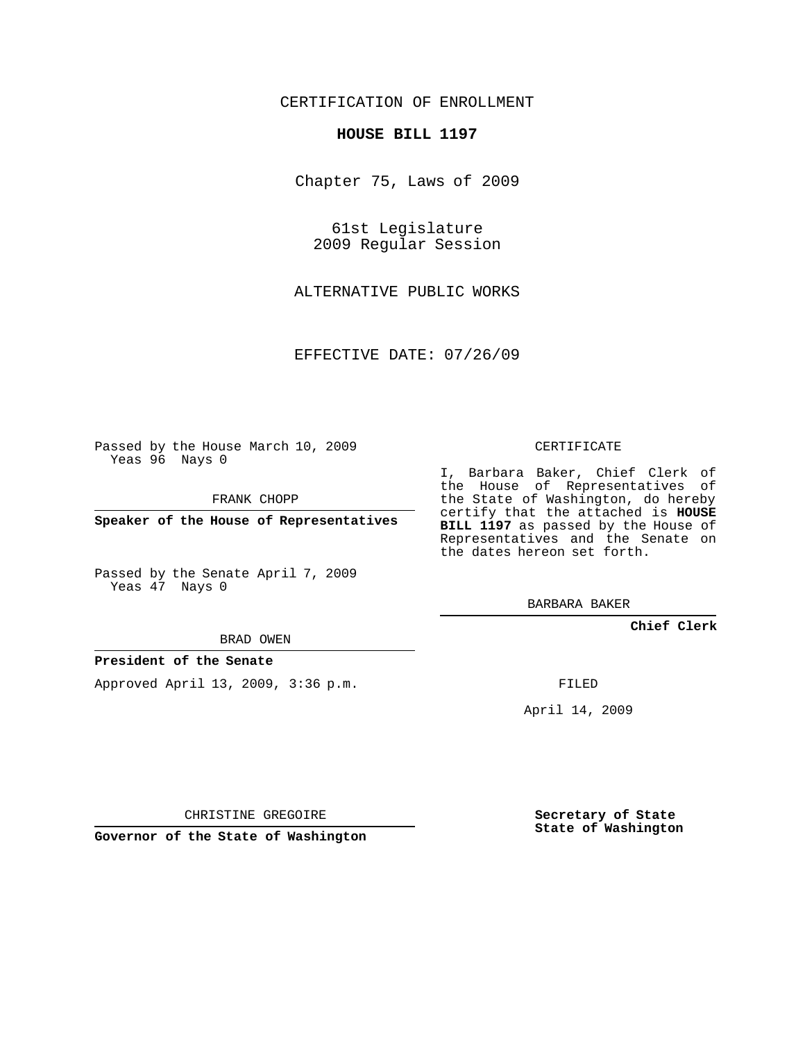CERTIFICATION OF ENROLLMENT

**HOUSE BILL 1197**

Chapter 75, Laws of 2009

61st Legislature
2009 Regular Session

ALTERNATIVE PUBLIC WORKS

EFFECTIVE DATE: 07/26/09

Passed by the House March 10, 2009
Yeas 96 Nays 0

FRANK CHOPP

**Speaker of the House of Representatives**

Passed by the Senate April 7, 2009
Yeas 47 Nays 0

BRAD OWEN

**President of the Senate**

Approved April 13, 2009, 3:36 p.m.

CHRISTINE GREGOIRE

**Governor of the State of Washington**

CERTIFICATE

I, Barbara Baker, Chief Clerk of the House of Representatives of the State of Washington, do hereby certify that the attached is **HOUSE BILL 1197** as passed by the House of Representatives and the Senate on the dates hereon set forth.

BARBARA BAKER

**Chief Clerk**

FILED

April 14, 2009

**Secretary of State**
**State of Washington**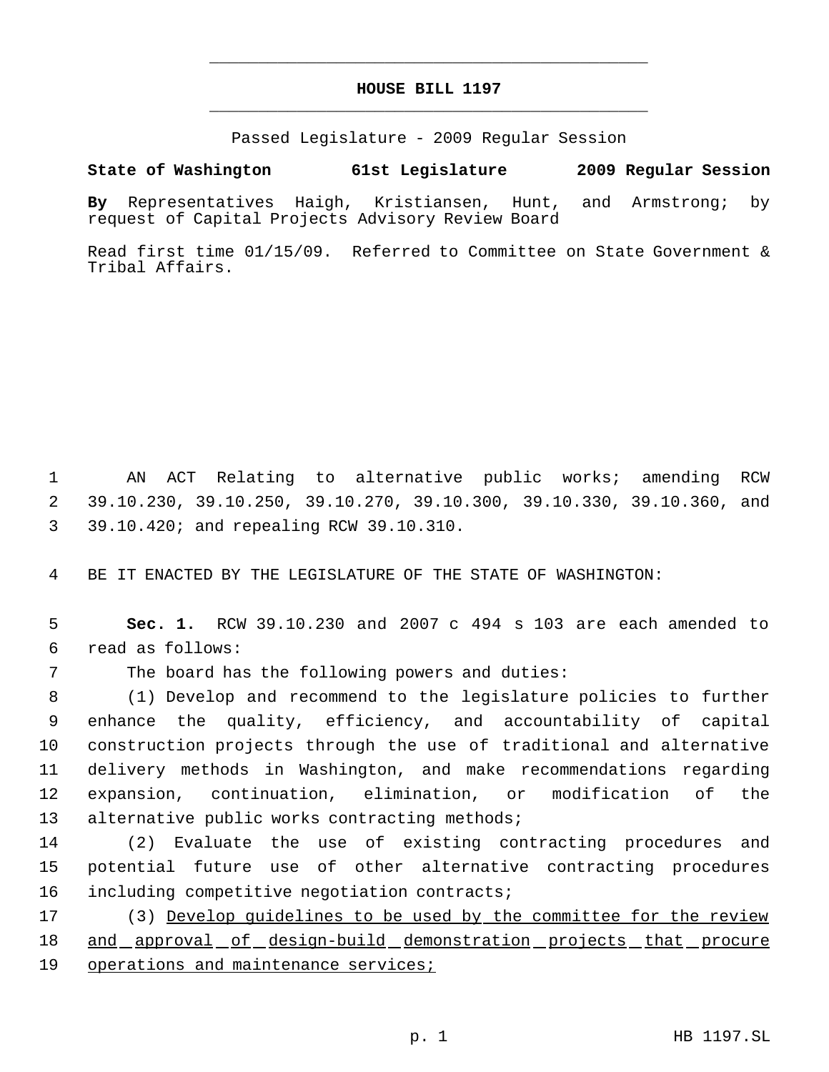# HOUSE BILL 1197

Passed Legislature - 2009 Regular Session

**State of Washington 61st Legislature 2009 Regular Session**

**By** Representatives Haigh, Kristiansen, Hunt, and Armstrong; by request of Capital Projects Advisory Review Board

Read first time 01/15/09. Referred to Committee on State Government & Tribal Affairs.

AN ACT Relating to alternative public works; amending RCW 39.10.230, 39.10.250, 39.10.270, 39.10.300, 39.10.330, 39.10.360, and 39.10.420; and repealing RCW 39.10.310.

BE IT ENACTED BY THE LEGISLATURE OF THE STATE OF WASHINGTON:

**Sec. 1.** RCW 39.10.230 and 2007 c 494 s 103 are each amended to read as follows:

The board has the following powers and duties:

(1) Develop and recommend to the legislature policies to further enhance the quality, efficiency, and accountability of capital construction projects through the use of traditional and alternative delivery methods in Washington, and make recommendations regarding expansion, continuation, elimination, or modification of the alternative public works contracting methods;

(2) Evaluate the use of existing contracting procedures and potential future use of other alternative contracting procedures including competitive negotiation contracts;

(3) Develop guidelines to be used by the committee for the review and approval of design-build demonstration projects that procure operations and maintenance services;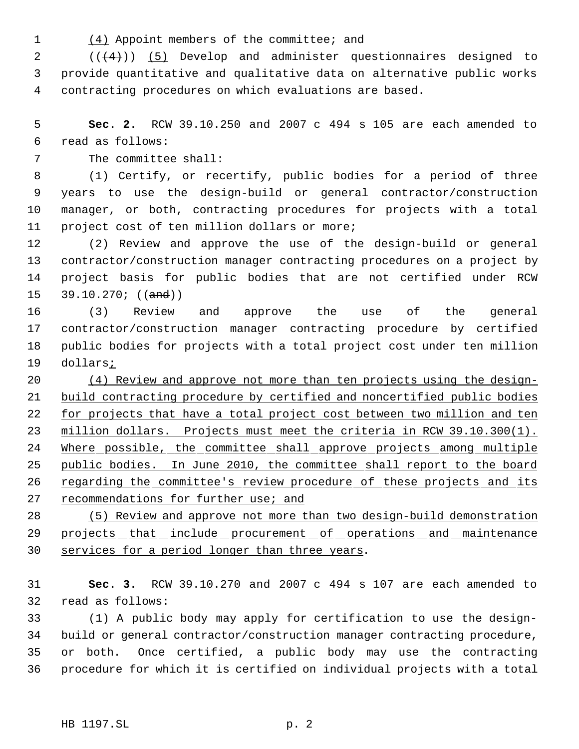(4) Appoint members of the committee; and

(((4))) (5) Develop and administer questionnaires designed to provide quantitative and qualitative data on alternative public works contracting procedures on which evaluations are based.

**Sec. 2.** RCW 39.10.250 and 2007 c 494 s 105 are each amended to read as follows:

The committee shall:

(1) Certify, or recertify, public bodies for a period of three years to use the design-build or general contractor/construction manager, or both, contracting procedures for projects with a total project cost of ten million dollars or more;

(2) Review and approve the use of the design-build or general contractor/construction manager contracting procedures on a project by project basis for public bodies that are not certified under RCW 39.10.270; ((and))

(3) Review and approve the use of the general contractor/construction manager contracting procedure by certified public bodies for projects with a total project cost under ten million dollars;

(4) Review and approve not more than ten projects using the design-build contracting procedure by certified and noncertified public bodies for projects that have a total project cost between two million and ten million dollars. Projects must meet the criteria in RCW 39.10.300(1). Where possible, the committee shall approve projects among multiple public bodies. In June 2010, the committee shall report to the board regarding the committee's review procedure of these projects and its recommendations for further use; and

(5) Review and approve not more than two design-build demonstration projects that include procurement of operations and maintenance services for a period longer than three years.

**Sec. 3.** RCW 39.10.270 and 2007 c 494 s 107 are each amended to read as follows:

(1) A public body may apply for certification to use the design-build or general contractor/construction manager contracting procedure, or both. Once certified, a public body may use the contracting procedure for which it is certified on individual projects with a total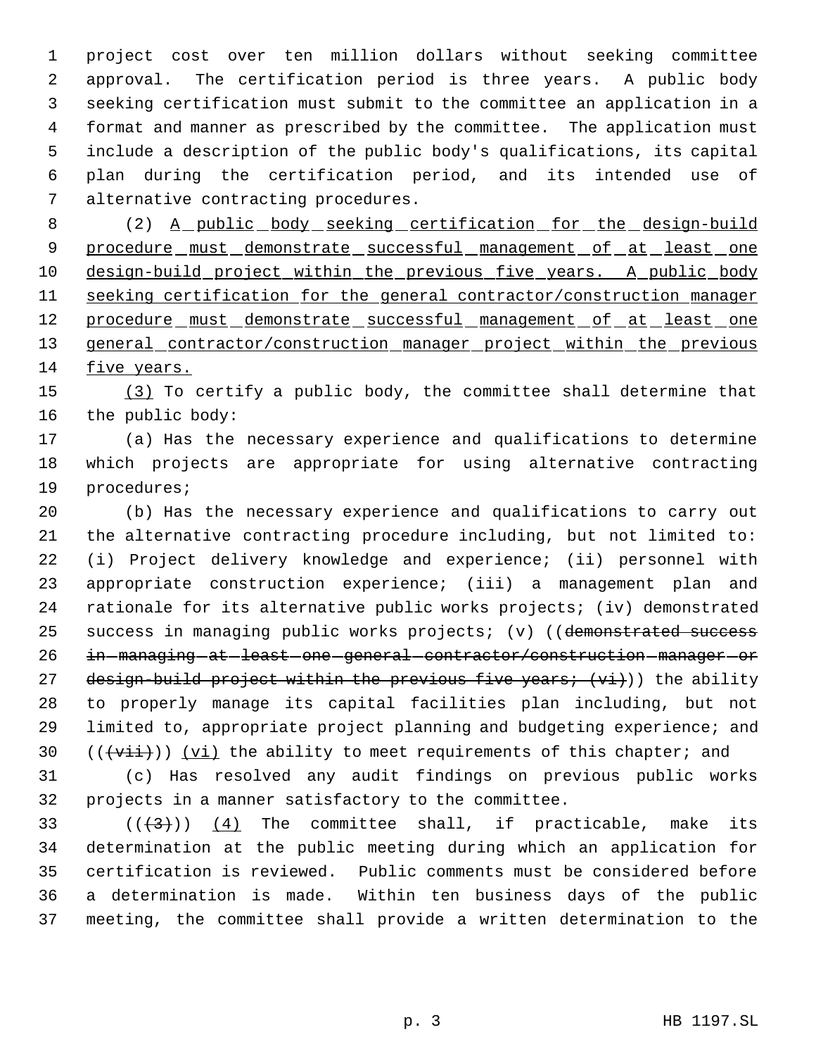project cost over ten million dollars without seeking committee approval. The certification period is three years. A public body seeking certification must submit to the committee an application in a format and manner as prescribed by the committee. The application must include a description of the public body's qualifications, its capital plan during the certification period, and its intended use of alternative contracting procedures.

(2) A public body seeking certification for the design-build procedure must demonstrate successful management of at least one design-build project within the previous five years. A public body seeking certification for the general contractor/construction manager procedure must demonstrate successful management of at least one general contractor/construction manager project within the previous five years.

(3) To certify a public body, the committee shall determine that the public body:

(a) Has the necessary experience and qualifications to determine which projects are appropriate for using alternative contracting procedures;

(b) Has the necessary experience and qualifications to carry out the alternative contracting procedure including, but not limited to: (i) Project delivery knowledge and experience; (ii) personnel with appropriate construction experience; (iii) a management plan and rationale for its alternative public works projects; (iv) demonstrated success in managing public works projects; (v) ((~~demonstrated success in managing at least one general contractor/construction manager or design-build project within the previous five years; (vi)~~)) the ability to properly manage its capital facilities plan including, but not limited to, appropriate project planning and budgeting experience; and ((~~(vii)~~)) (vi) the ability to meet requirements of this chapter; and

(c) Has resolved any audit findings on previous public works projects in a manner satisfactory to the committee.

((~~(3)~~)) (4) The committee shall, if practicable, make its determination at the public meeting during which an application for certification is reviewed. Public comments must be considered before a determination is made. Within ten business days of the public meeting, the committee shall provide a written determination to the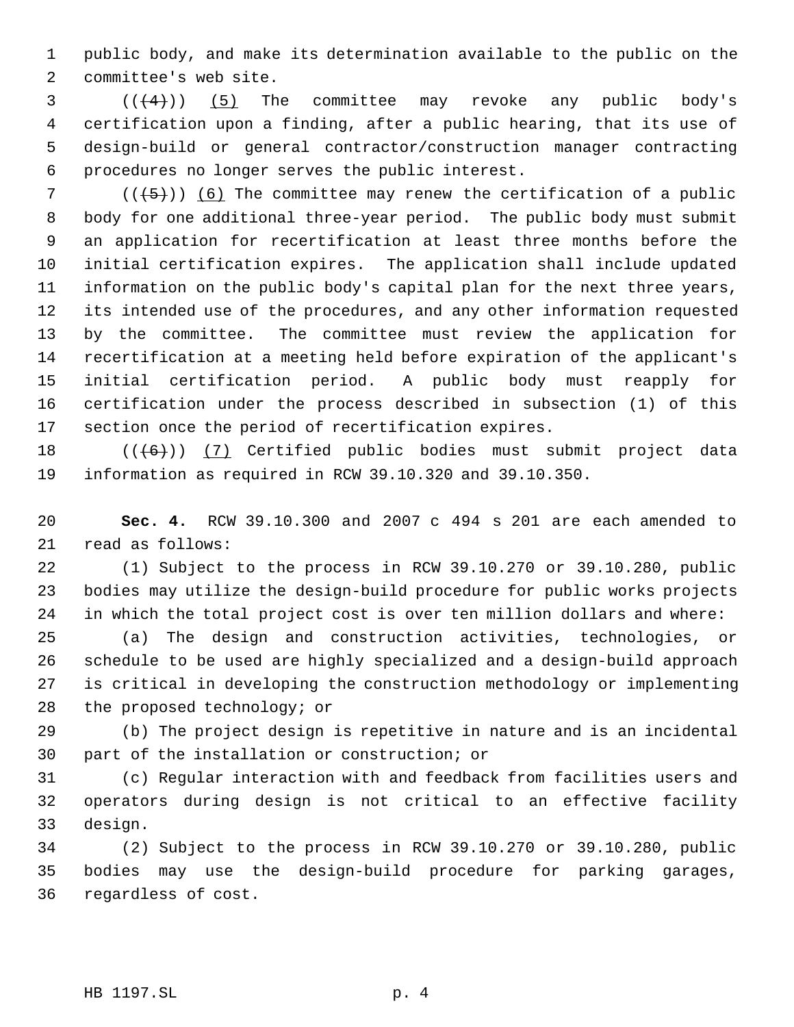public body, and make its determination available to the public on the committee's web site.

((~~(4)~~)) <u>(5)</u> The committee may revoke any public body's certification upon a finding, after a public hearing, that its use of design-build or general contractor/construction manager contracting procedures no longer serves the public interest.

((~~(5)~~)) <u>(6)</u> The committee may renew the certification of a public body for one additional three-year period. The public body must submit an application for recertification at least three months before the initial certification expires. The application shall include updated information on the public body's capital plan for the next three years, its intended use of the procedures, and any other information requested by the committee. The committee must review the application for recertification at a meeting held before expiration of the applicant's initial certification period. A public body must reapply for certification under the process described in subsection (1) of this section once the period of recertification expires.

((~~(6)~~)) <u>(7)</u> Certified public bodies must submit project data information as required in RCW 39.10.320 and 39.10.350.

**Sec. 4.** RCW 39.10.300 and 2007 c 494 s 201 are each amended to read as follows:

(1) Subject to the process in RCW 39.10.270 or 39.10.280, public bodies may utilize the design-build procedure for public works projects in which the total project cost is over ten million dollars and where:

(a) The design and construction activities, technologies, or schedule to be used are highly specialized and a design-build approach is critical in developing the construction methodology or implementing the proposed technology; or

(b) The project design is repetitive in nature and is an incidental part of the installation or construction; or

(c) Regular interaction with and feedback from facilities users and operators during design is not critical to an effective facility design.

(2) Subject to the process in RCW 39.10.270 or 39.10.280, public bodies may use the design-build procedure for parking garages, regardless of cost.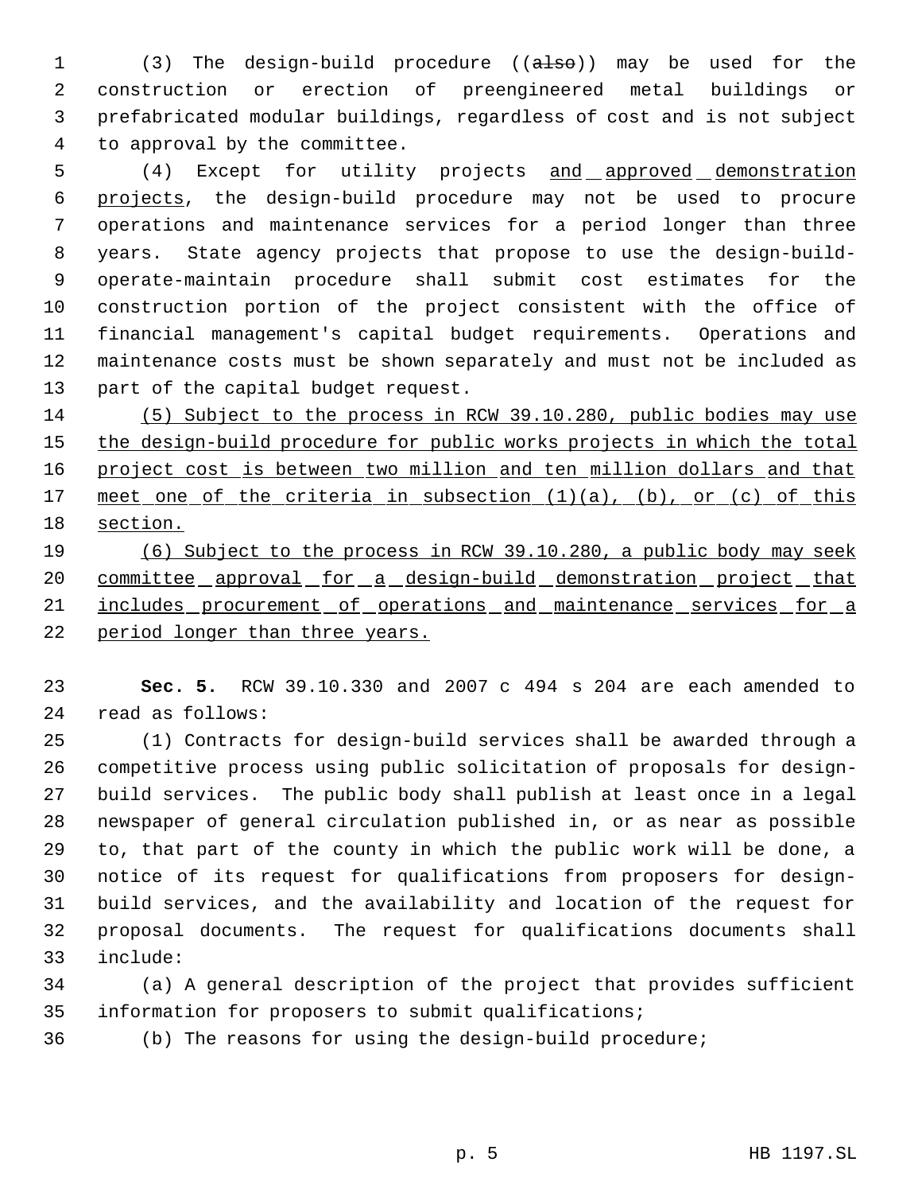(3) The design-build procedure ((~~also~~)) may be used for the construction or erection of preengineered metal buildings or prefabricated modular buildings, regardless of cost and is not subject to approval by the committee.

(4) Except for utility projects <u>and approved demonstration projects</u>, the design-build procedure may not be used to procure operations and maintenance services for a period longer than three years. State agency projects that propose to use the design-build-operate-maintain procedure shall submit cost estimates for the construction portion of the project consistent with the office of financial management's capital budget requirements. Operations and maintenance costs must be shown separately and must not be included as part of the capital budget request.

<u>(5) Subject to the process in RCW 39.10.280, public bodies may use the design-build procedure for public works projects in which the total project cost is between two million and ten million dollars and that meet one of the criteria in subsection (1)(a), (b), or (c) of this section.</u>

<u>(6) Subject to the process in RCW 39.10.280, a public body may seek committee approval for a design-build demonstration project that includes procurement of operations and maintenance services for a period longer than three years.</u>

**Sec. 5.** RCW 39.10.330 and 2007 c 494 s 204 are each amended to read as follows:

(1) Contracts for design-build services shall be awarded through a competitive process using public solicitation of proposals for design-build services. The public body shall publish at least once in a legal newspaper of general circulation published in, or as near as possible to, that part of the county in which the public work will be done, a notice of its request for qualifications from proposers for design-build services, and the availability and location of the request for proposal documents. The request for qualifications documents shall include:

(a) A general description of the project that provides sufficient information for proposers to submit qualifications;

(b) The reasons for using the design-build procedure;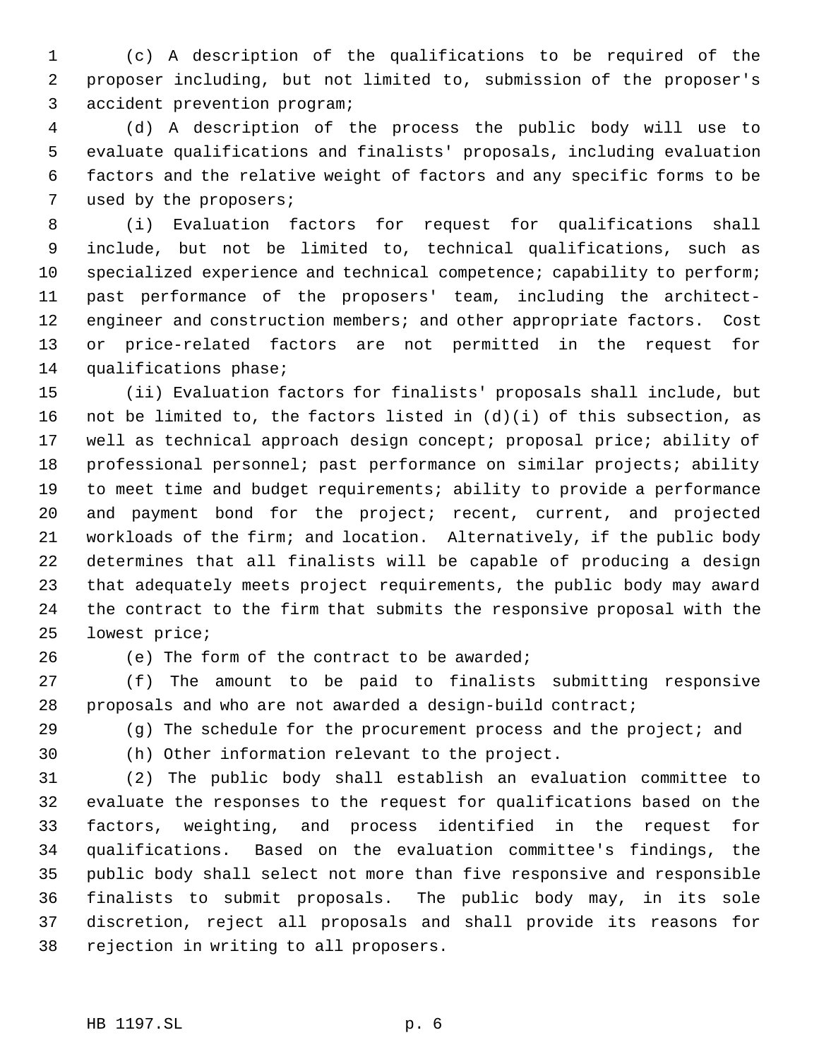(c) A description of the qualifications to be required of the proposer including, but not limited to, submission of the proposer's accident prevention program;

(d) A description of the process the public body will use to evaluate qualifications and finalists' proposals, including evaluation factors and the relative weight of factors and any specific forms to be used by the proposers;

(i) Evaluation factors for request for qualifications shall include, but not be limited to, technical qualifications, such as specialized experience and technical competence; capability to perform; past performance of the proposers' team, including the architect-engineer and construction members; and other appropriate factors. Cost or price-related factors are not permitted in the request for qualifications phase;

(ii) Evaluation factors for finalists' proposals shall include, but not be limited to, the factors listed in (d)(i) of this subsection, as well as technical approach design concept; proposal price; ability of professional personnel; past performance on similar projects; ability to meet time and budget requirements; ability to provide a performance and payment bond for the project; recent, current, and projected workloads of the firm; and location. Alternatively, if the public body determines that all finalists will be capable of producing a design that adequately meets project requirements, the public body may award the contract to the firm that submits the responsive proposal with the lowest price;

(e) The form of the contract to be awarded;

(f) The amount to be paid to finalists submitting responsive proposals and who are not awarded a design-build contract;

(g) The schedule for the procurement process and the project; and

(h) Other information relevant to the project.

(2) The public body shall establish an evaluation committee to evaluate the responses to the request for qualifications based on the factors, weighting, and process identified in the request for qualifications. Based on the evaluation committee's findings, the public body shall select not more than five responsive and responsible finalists to submit proposals. The public body may, in its sole discretion, reject all proposals and shall provide its reasons for rejection in writing to all proposers.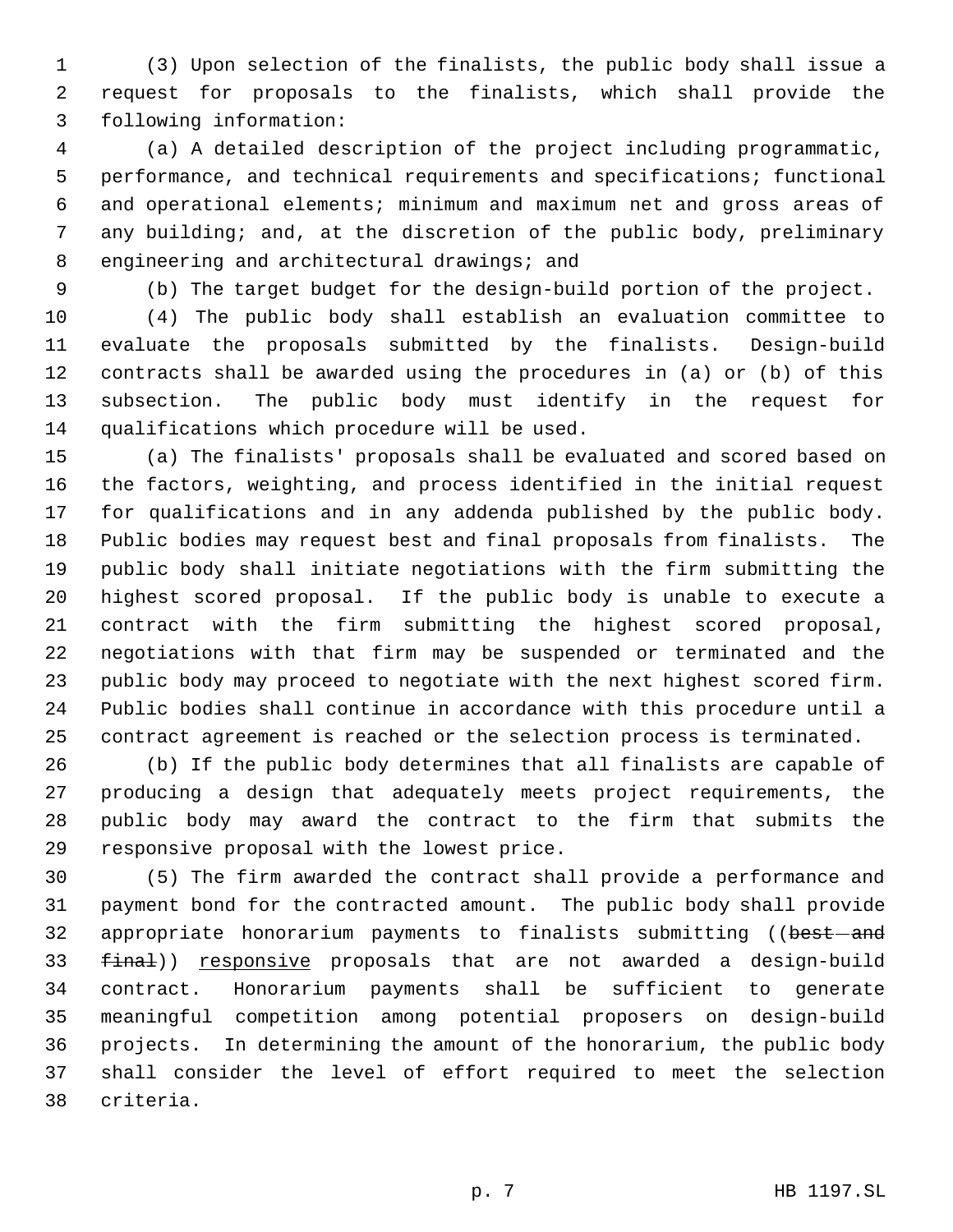(3) Upon selection of the finalists, the public body shall issue a request for proposals to the finalists, which shall provide the following information:

(a) A detailed description of the project including programmatic, performance, and technical requirements and specifications; functional and operational elements; minimum and maximum net and gross areas of any building; and, at the discretion of the public body, preliminary engineering and architectural drawings; and

(b) The target budget for the design-build portion of the project.

(4) The public body shall establish an evaluation committee to evaluate the proposals submitted by the finalists. Design-build contracts shall be awarded using the procedures in (a) or (b) of this subsection. The public body must identify in the request for qualifications which procedure will be used.

(a) The finalists' proposals shall be evaluated and scored based on the factors, weighting, and process identified in the initial request for qualifications and in any addenda published by the public body. Public bodies may request best and final proposals from finalists. The public body shall initiate negotiations with the firm submitting the highest scored proposal. If the public body is unable to execute a contract with the firm submitting the highest scored proposal, negotiations with that firm may be suspended or terminated and the public body may proceed to negotiate with the next highest scored firm. Public bodies shall continue in accordance with this procedure until a contract agreement is reached or the selection process is terminated.

(b) If the public body determines that all finalists are capable of producing a design that adequately meets project requirements, the public body may award the contract to the firm that submits the responsive proposal with the lowest price.

(5) The firm awarded the contract shall provide a performance and payment bond for the contracted amount. The public body shall provide appropriate honorarium payments to finalists submitting ((~~best and final~~)) <u>responsive</u> proposals that are not awarded a design-build contract. Honorarium payments shall be sufficient to generate meaningful competition among potential proposers on design-build projects. In determining the amount of the honorarium, the public body shall consider the level of effort required to meet the selection criteria.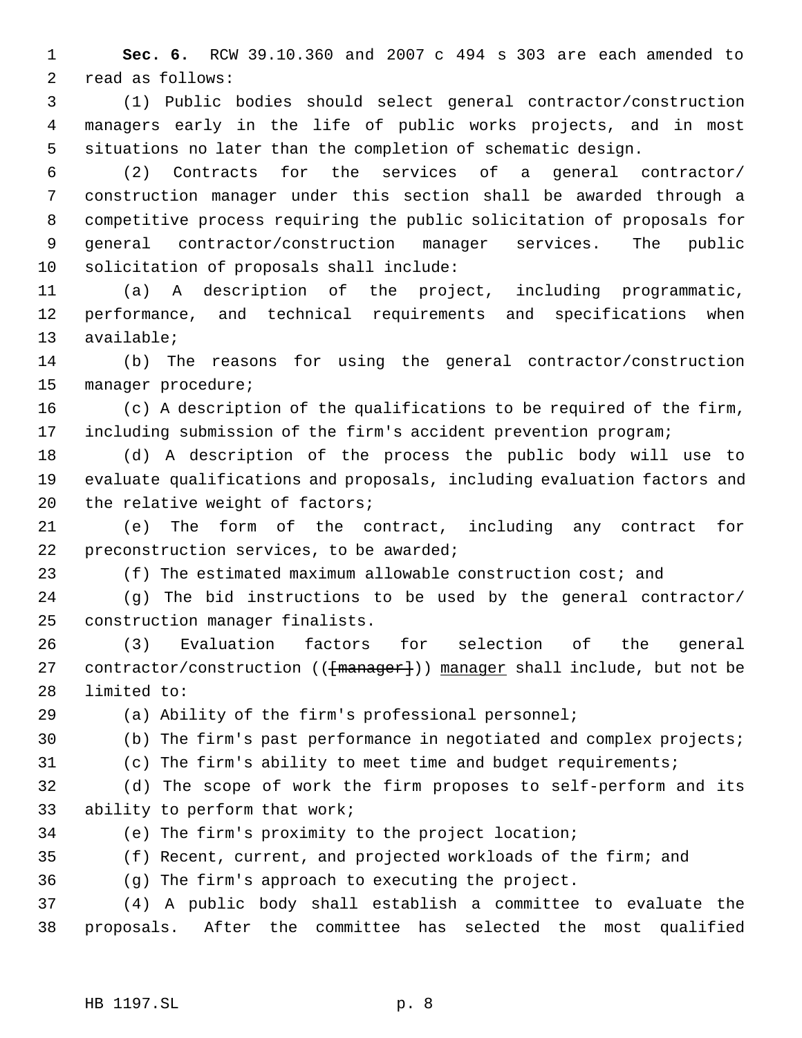**Sec. 6.** RCW 39.10.360 and 2007 c 494 s 303 are each amended to read as follows:

(1) Public bodies should select general contractor/construction managers early in the life of public works projects, and in most situations no later than the completion of schematic design.

(2) Contracts for the services of a general contractor/construction manager under this section shall be awarded through a competitive process requiring the public solicitation of proposals for general contractor/construction manager services. The public solicitation of proposals shall include:

(a) A description of the project, including programmatic, performance, and technical requirements and specifications when available;

(b) The reasons for using the general contractor/construction manager procedure;

(c) A description of the qualifications to be required of the firm, including submission of the firm's accident prevention program;

(d) A description of the process the public body will use to evaluate qualifications and proposals, including evaluation factors and the relative weight of factors;

(e) The form of the contract, including any contract for preconstruction services, to be awarded;

(f) The estimated maximum allowable construction cost; and

(g) The bid instructions to be used by the general contractor/construction manager finalists.

(3) Evaluation factors for selection of the general contractor/construction ((~~[manager]~~)) <u>manager</u> shall include, but not be limited to:

(a) Ability of the firm's professional personnel;

(b) The firm's past performance in negotiated and complex projects;

(c) The firm's ability to meet time and budget requirements;

(d) The scope of work the firm proposes to self-perform and its ability to perform that work;

(e) The firm's proximity to the project location;

(f) Recent, current, and projected workloads of the firm; and

(g) The firm's approach to executing the project.

(4) A public body shall establish a committee to evaluate the proposals. After the committee has selected the most qualified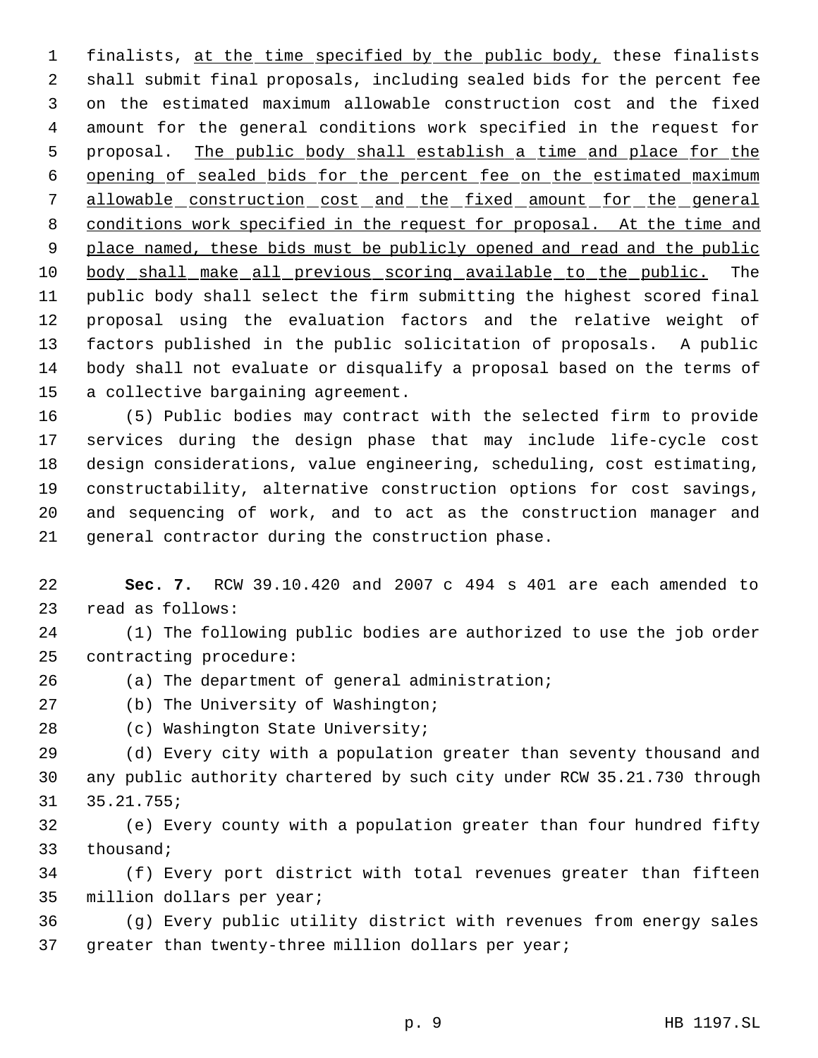finalists, at the time specified by the public body, these finalists shall submit final proposals, including sealed bids for the percent fee on the estimated maximum allowable construction cost and the fixed amount for the general conditions work specified in the request for proposal. The public body shall establish a time and place for the opening of sealed bids for the percent fee on the estimated maximum allowable construction cost and the fixed amount for the general conditions work specified in the request for proposal. At the time and place named, these bids must be publicly opened and read and the public body shall make all previous scoring available to the public. The public body shall select the firm submitting the highest scored final proposal using the evaluation factors and the relative weight of factors published in the public solicitation of proposals. A public body shall not evaluate or disqualify a proposal based on the terms of a collective bargaining agreement.

(5) Public bodies may contract with the selected firm to provide services during the design phase that may include life-cycle cost design considerations, value engineering, scheduling, cost estimating, constructability, alternative construction options for cost savings, and sequencing of work, and to act as the construction manager and general contractor during the construction phase.

**Sec. 7.** RCW 39.10.420 and 2007 c 494 s 401 are each amended to read as follows:

(1) The following public bodies are authorized to use the job order contracting procedure:

(a) The department of general administration;

(b) The University of Washington;

(c) Washington State University;

(d) Every city with a population greater than seventy thousand and any public authority chartered by such city under RCW 35.21.730 through 35.21.755;

(e) Every county with a population greater than four hundred fifty thousand;

(f) Every port district with total revenues greater than fifteen million dollars per year;

(g) Every public utility district with revenues from energy sales greater than twenty-three million dollars per year;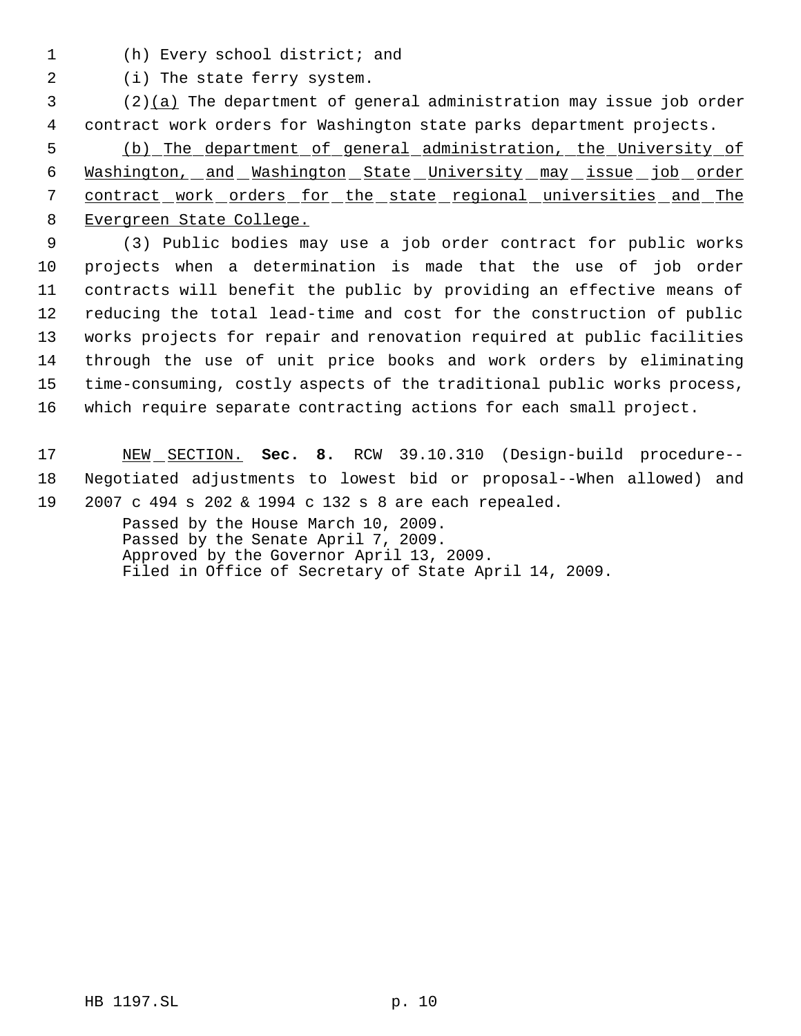(h) Every school district; and

(i) The state ferry system.

(2)(a) The department of general administration may issue job order contract work orders for Washington state parks department projects.

(b) The department of general administration, the University of Washington, and Washington State University may issue job order contract work orders for the state regional universities and The Evergreen State College.

(3) Public bodies may use a job order contract for public works projects when a determination is made that the use of job order contracts will benefit the public by providing an effective means of reducing the total lead-time and cost for the construction of public works projects for repair and renovation required at public facilities through the use of unit price books and work orders by eliminating time-consuming, costly aspects of the traditional public works process, which require separate contracting actions for each small project.

NEW SECTION. **Sec. 8.** RCW 39.10.310 (Design-build procedure--Negotiated adjustments to lowest bid or proposal--When allowed) and 2007 c 494 s 202 & 1994 c 132 s 8 are each repealed.

Passed by the House March 10, 2009.
Passed by the Senate April 7, 2009.
Approved by the Governor April 13, 2009.
Filed in Office of Secretary of State April 14, 2009.